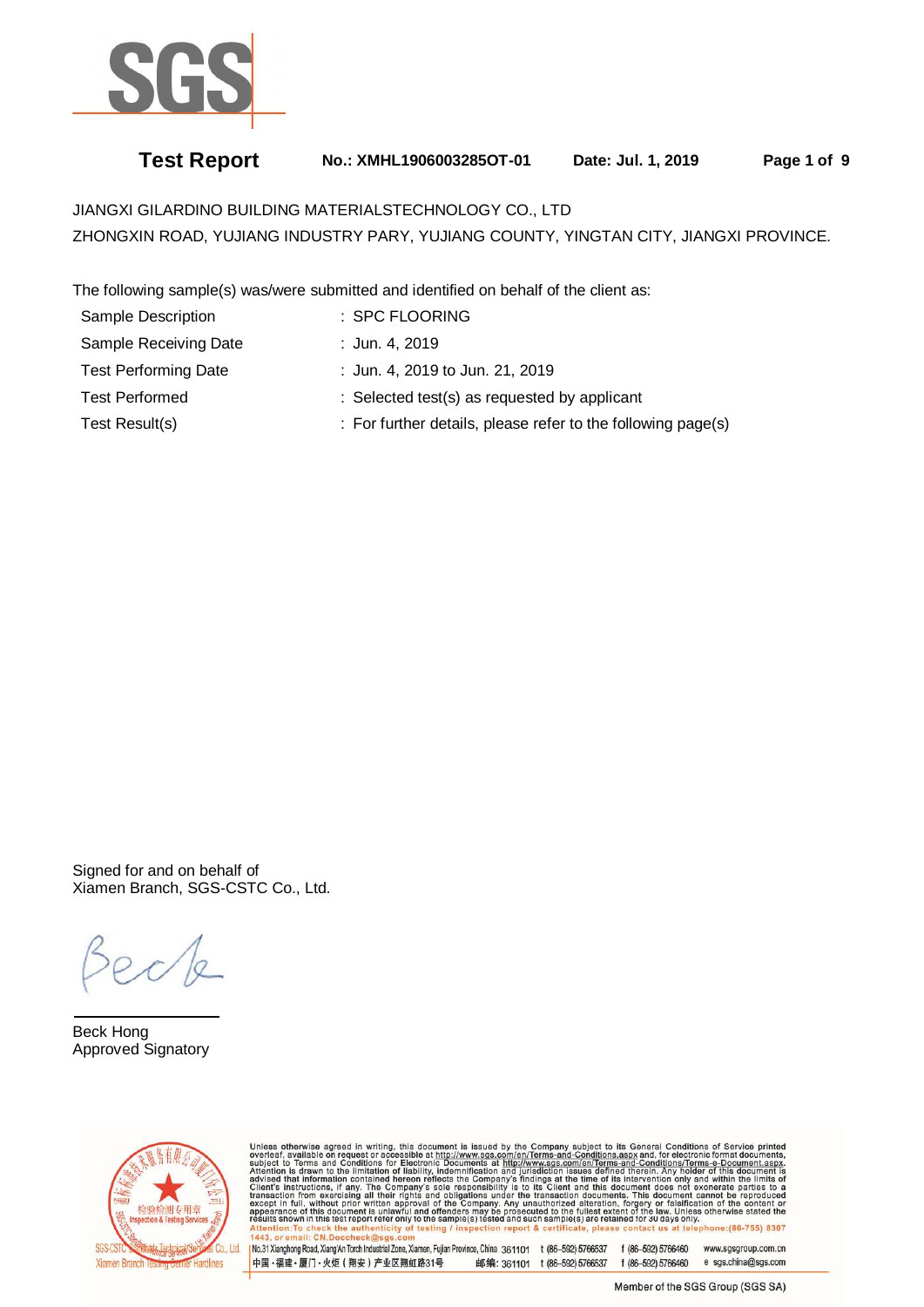SGS

**Test Report** **No.: XMHL1906003285OT-01** **Date: Jul. 1, 2019**

JIANGXI GILARDINO BUILDING MATERIALSTECHNOLOGY CO., LTD
ZHONGXIN ROAD, YUJIANG INDUSTRY PARY, YUJIANG COUNTY, YINGTAN CITY, JIANGXI PROVINCE.

The following sample(s) was/were submitted and identified on behalf of the client as:

| | |
|---|---|
| Sample Description | : SPC FLOORING |
| Sample Receiving Date | : Jun. 4, 2019 |
| Test Performing Date | : Jun. 4, 2019 to Jun. 21, 2019 |
| Test Performed | : Selected test(s) as requested by applicant |
| Test Result(s) | : For further details, please refer to the following page(s) |

Signed for and on behalf of
Xiamen Branch, SGS-CSTC Co., Ltd.

Beck Hong
Approved Signatory

Unless otherwise agreed in writing, this document is issued by the Company subject to its General Conditions of Service printed overleaf, available on request or accessible at http://www.sgs.com/en/Terms-and-Conditions.aspx and, for electronic format documents, subject to Terms and Conditions for Electronic Documents at http://www.sgs.com/en/Terms-and-Conditions/Terms-e-Document.aspx. Attention is drawn to the limitation of liability, indemnification and jurisdiction issues defined therein. Any holder of this document is advised that information contained hereon reflects the Company's findings at the time of its intervention only and within the limits of Client's instructions, if any. The Company's sole responsibility is to its Client and this document does not exonerate parties to a transaction from exercising all their rights and obligations under the transaction documents. This document cannot be reproduced except in full, without prior written approval of the Company. Any unauthorized alteration, forgery or falsification of the content or appearance of this document is unlawful and offenders may be prosecuted to the fullest extent of the law. Unless otherwise stated the results shown in this test report refer only to the sample(s) tested and such sample(s) are retained for 30 days only.
Attention:To check the authenticity of testing / inspection report & certificate, please contact us at telephone:(86-755) 8307 1443, or email: CN.Doccheck@sgs.com

SGS-CSTC Standards Technical Services Co., Ltd. Xiamen Branch Testing Center Hardlines

No.31 Xianghong Road, Xiang'An Torch Industrial Zone, Xiamen, Fujian Province, China 361101 t (86-592) 5766537 f (86-592) 5766460 www.sgsgroup.com.cn
中国・福建・厦门・火炬（翔安）产业区翔虹路31号 邮编: 361101 t (86-592) 5766537 f (86-592) 5766460 e sgs.china@sgs.com

Member of the SGS Group (SGS SA)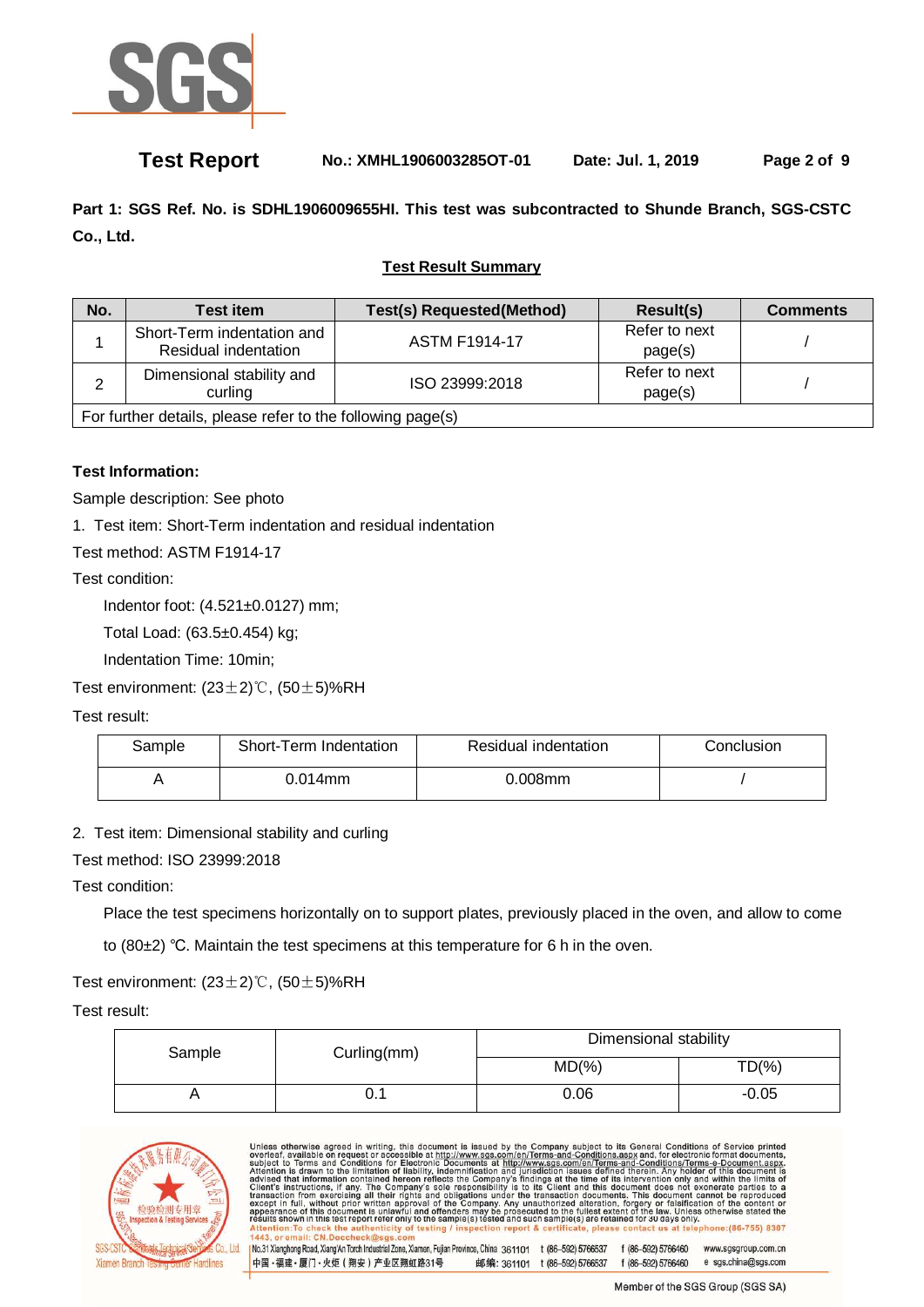**Test Report** **No.: XMHL1906003285OT-01** **Date: Jul. 1, 2019**

**Part 1: SGS Ref. No. is SDHL1906009655HI. This test was subcontracted to Shunde Branch, SGS-CSTC Co., Ltd.**

**Test Result Summary**

| No. | Test item | Test(s) Requested(Method) | Result(s) | Comments |
|---|---|---|---|---|
| 1 | Short-Term indentation and Residual indentation | ASTM F1914-17 | Refer to next page(s) | / |
| 2 | Dimensional stability and curling | ISO 23999:2018 | Refer to next page(s) | / |
| For further details, please refer to the following page(s) | | | | |

**Test Information:**

Sample description: See photo

1. Test item: Short-Term indentation and residual indentation

Test method: ASTM F1914-17

Test condition:

Indentor foot: (4.521±0.0127) mm;

Total Load: (63.5±0.454) kg;

Indentation Time: 10min;

Test environment: (23±2)℃, (50±5)%RH

Test result:

| Sample | Short-Term Indentation | Residual indentation | Conclusion |
|---|---|---|---|
| A | 0.014mm | 0.008mm | / |

2. Test item: Dimensional stability and curling

Test method: ISO 23999:2018

Test condition:

Place the test specimens horizontally on to support plates, previously placed in the oven, and allow to come to (80±2) ℃. Maintain the test specimens at this temperature for 6 h in the oven.

Test environment: (23±2)℃, (50±5)%RH

Test result:

| Sample | Curling(mm) | Dimensional stability | |
|---|---|---|---|
| | | MD(%) | TD(%) |
| A | 0.1 | 0.06 | -0.05 |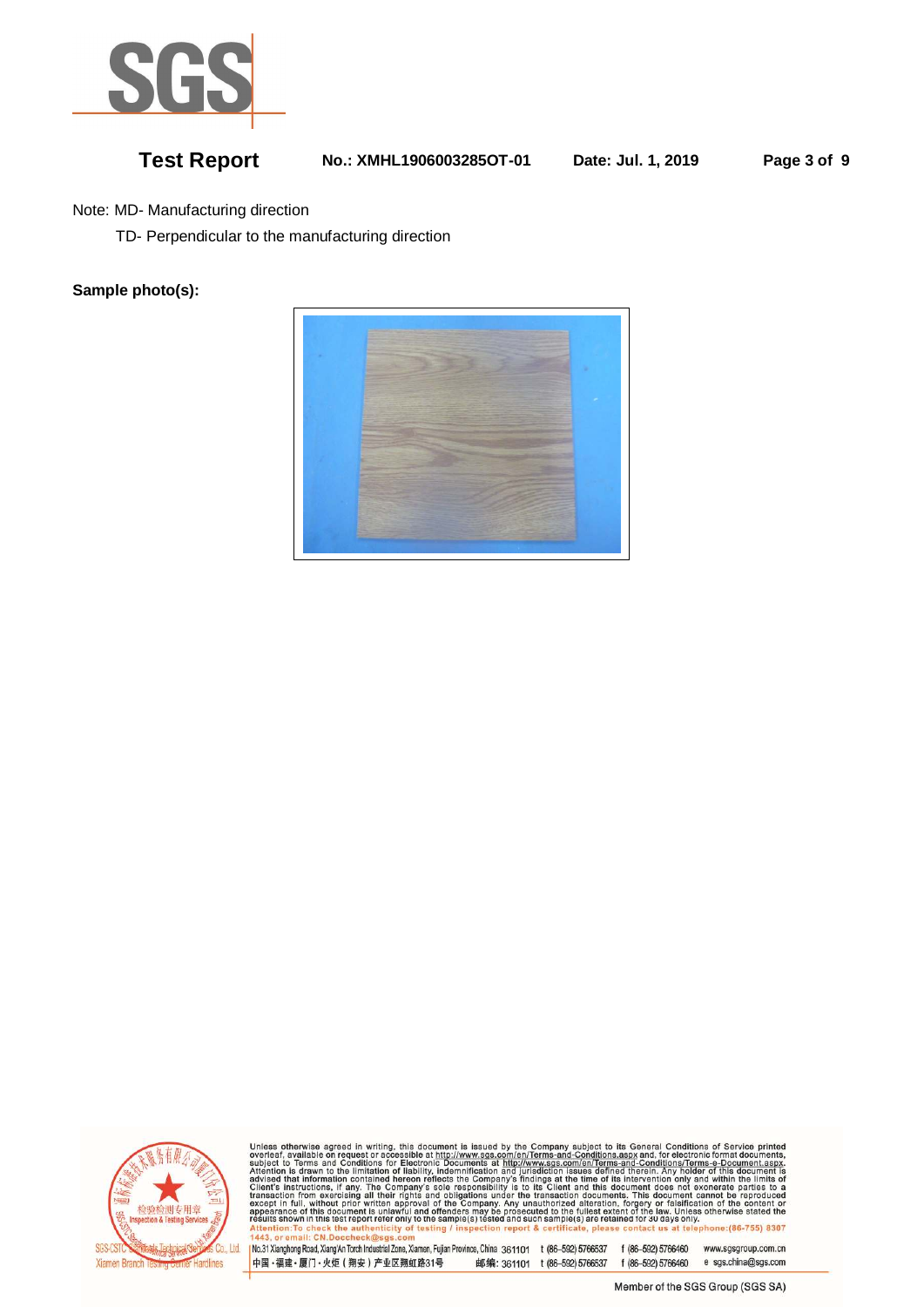Note: MD- Manufacturing direction

TD- Perpendicular to the manufacturing direction

**Sample photo(s):**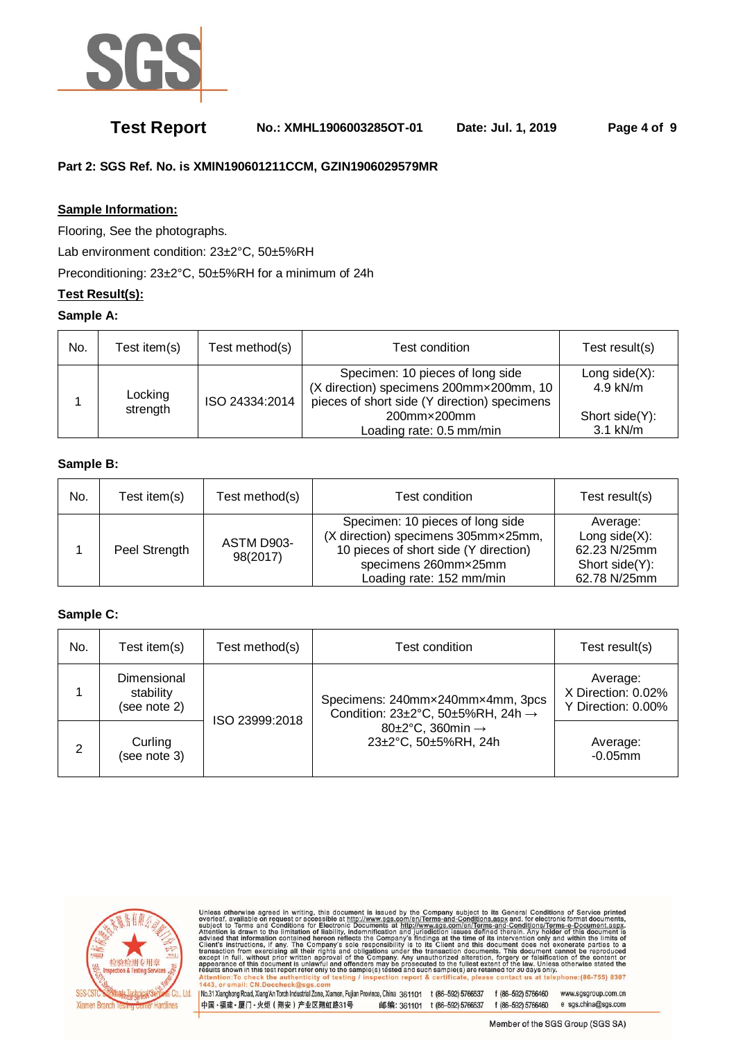**Part 2: SGS Ref. No. is XMIN190601211CCM, GZIN1906029579MR**

**Sample Information:**

Flooring, See the photographs.

Lab environment condition: 23±2°C, 50±5%RH

Preconditioning: 23±2°C, 50±5%RH for a minimum of 24h

**Test Result(s):**

**Sample A:**

| No. | Test item(s) | Test method(s) | Test condition | Test result(s) |
|---|---|---|---|---|
| 1 | Locking strength | ISO 24334:2014 | Specimen: 10 pieces of long side (X direction) specimens 200mm×200mm, 10 pieces of short side (Y direction) specimens 200mm×200mm Loading rate: 0.5 mm/min | Long side(X): 4.9 kN/m Short side(Y): 3.1 kN/m |

**Sample B:**

| No. | Test item(s) | Test method(s) | Test condition | Test result(s) |
|---|---|---|---|---|
| 1 | Peel Strength | ASTM D903-98(2017) | Specimen: 10 pieces of long side (X direction) specimens 305mm×25mm, 10 pieces of short side (Y direction) specimens 260mm×25mm Loading rate: 152 mm/min | Average: Long side(X): 62.23 N/25mm Short side(Y): 62.78 N/25mm |

**Sample C:**

| No. | Test item(s) | Test method(s) | Test condition | Test result(s) |
|---|---|---|---|---|
| 1 | Dimensional stability (see note 2) | ISO 23999:2018 | Specimens: 240mm×240mm×4mm, 3pcs Condition: 23±2°C, 50±5%RH, 24h → 80±2°C, 360min → 23±2°C, 50±5%RH, 24h | Average: X Direction: 0.02% Y Direction: 0.00% |
| 2 | Curling (see note 3) | | | Average: -0.05mm |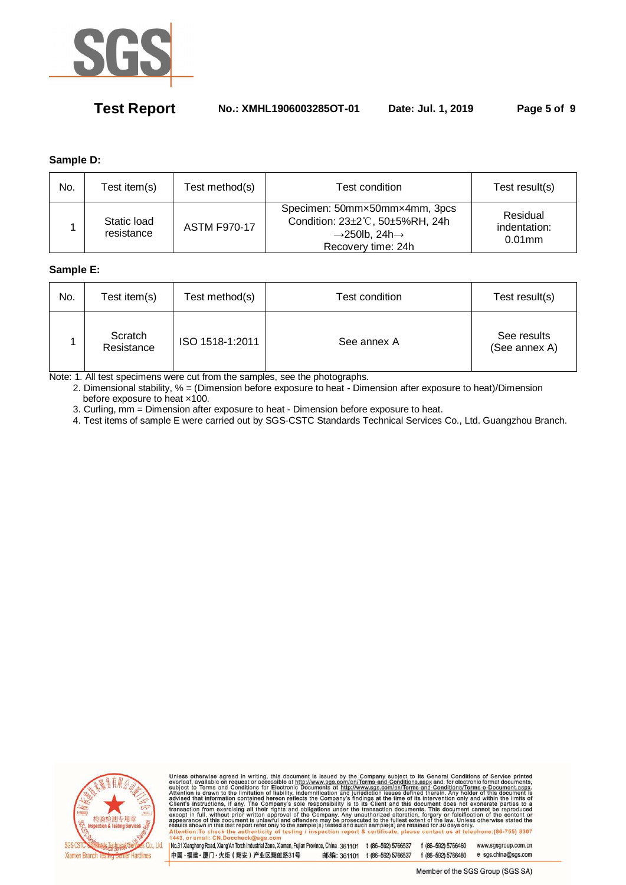**Sample D:**

| No. | Test item(s) | Test method(s) | Test condition | Test result(s) |
|---|---|---|---|---|
| 1 | Static load resistance | ASTM F970-17 | Specimen: 50mm×50mm×4mm, 3pcs<br>Condition: 23±2℃, 50±5%RH, 24h<br>→250lb, 24h→<br>Recovery time: 24h | Residual indentation: 0.01mm |

**Sample E:**

| No. | Test item(s) | Test method(s) | Test condition | Test result(s) |
|---|---|---|---|---|
| 1 | Scratch Resistance | ISO 1518-1:2011 | See annex A | See results (See annex A) |

Note: 1. All test specimens were cut from the samples, see the photographs.

2. Dimensional stability, % = (Dimension before exposure to heat - Dimension after exposure to heat)/Dimension before exposure to heat ×100.
3. Curling, mm = Dimension after exposure to heat - Dimension before exposure to heat.
4. Test items of sample E were carried out by SGS-CSTC Standards Technical Services Co., Ltd. Guangzhou Branch.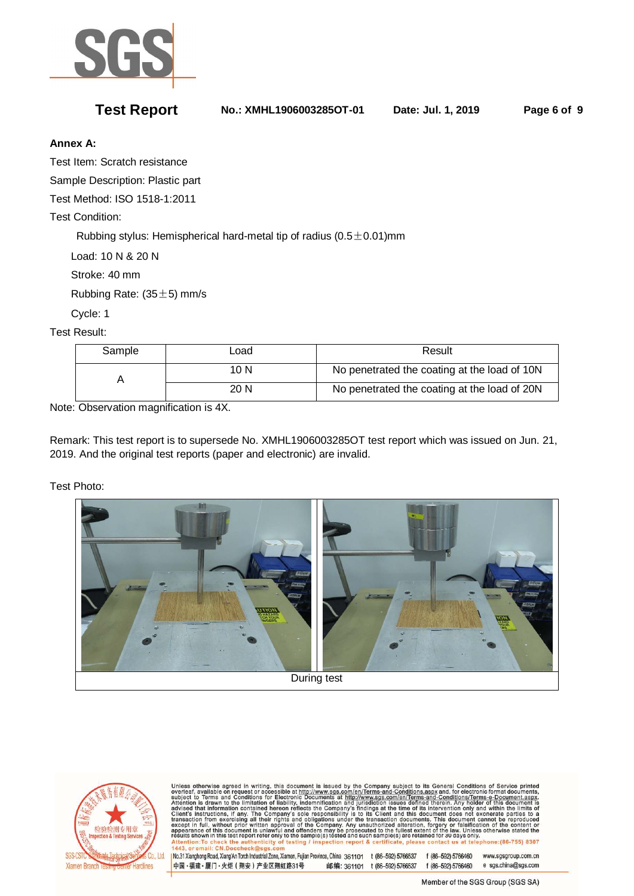**Test Report** **No.: XMHL19060032850T-01** **Date: Jul. 1, 2019**

**Annex A:**

Test Item: Scratch resistance

Sample Description: Plastic part

Test Method: ISO 1518-1:2011

Test Condition:

Rubbing stylus: Hemispherical hard-metal tip of radius (0.5±0.01)mm

Load: 10 N & 20 N

Stroke: 40 mm

Rubbing Rate: (35±5) mm/s

Cycle: 1

Test Result:

| Sample | Load | Result |
|---|---|---|
| A | 10 N | No penetrated the coating at the load of 10N |
| | 20 N | No penetrated the coating at the load of 20N |

Note: Observation magnification is 4X.

Remark: This test report is to supersede No. XMHL19060032850T test report which was issued on Jun. 21, 2019. And the original test reports (paper and electronic) are invalid.

Test Photo:

During test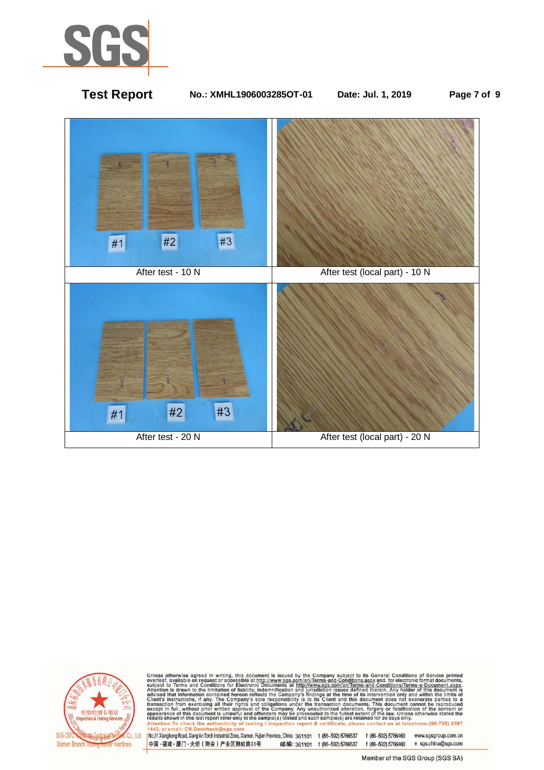| After test - 10 N | After test (local part) - 10 N |
|---|---|
| After test - 20 N | After test (local part) - 20 N |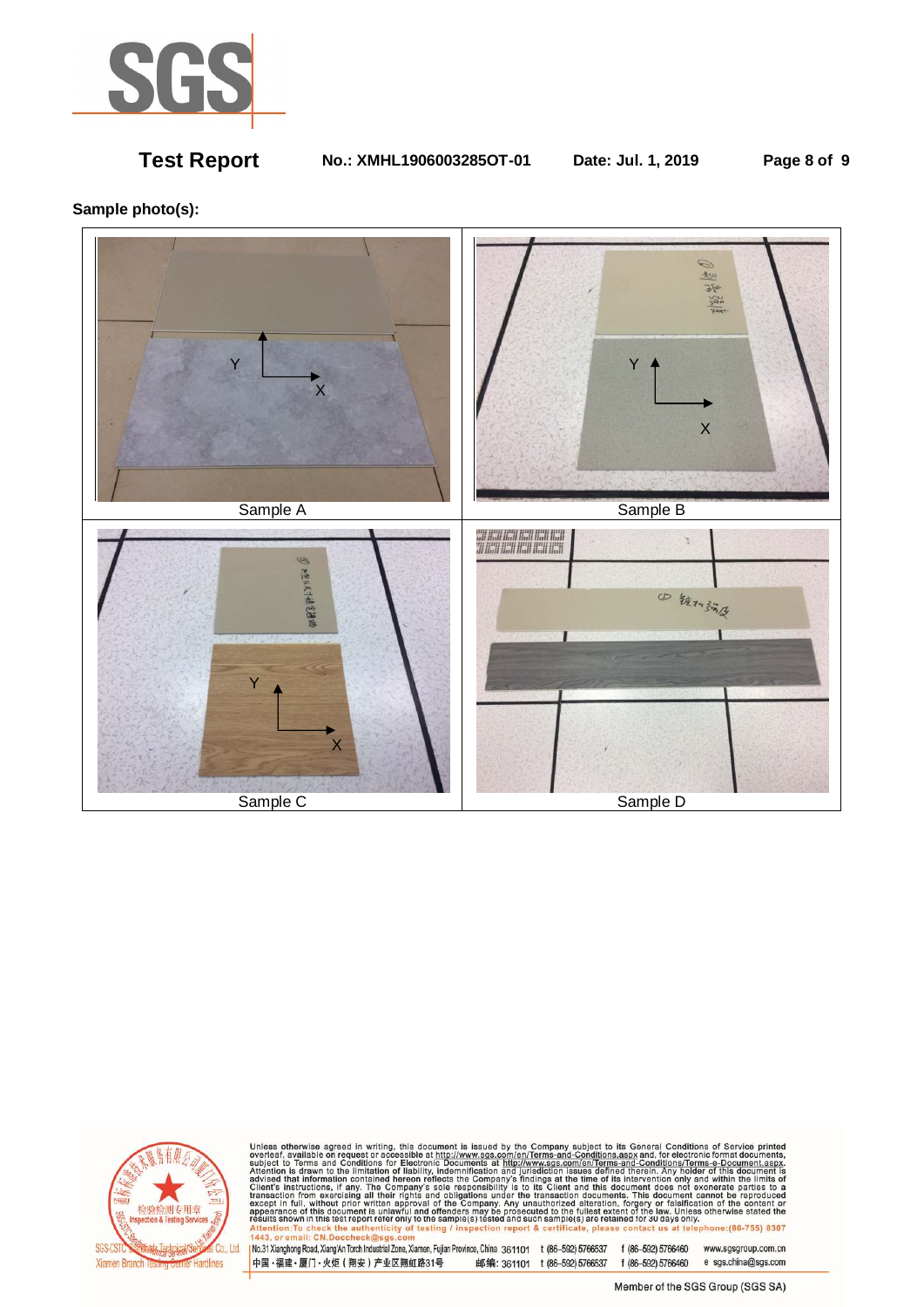**Sample photo(s):**

| Sample A | Sample B |
| --- | --- |
| Sample C | Sample D |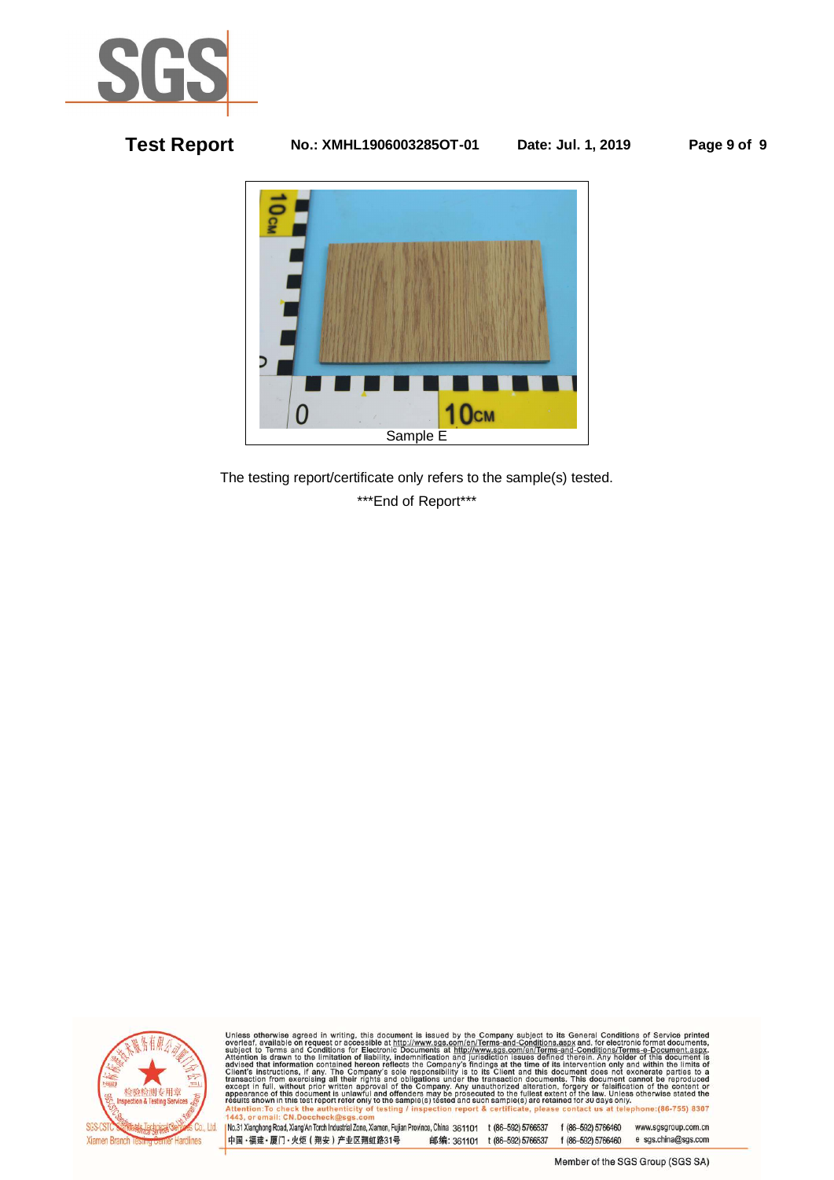Sample E

The testing report/certificate only refers to the sample(s) tested.

***End of Report***